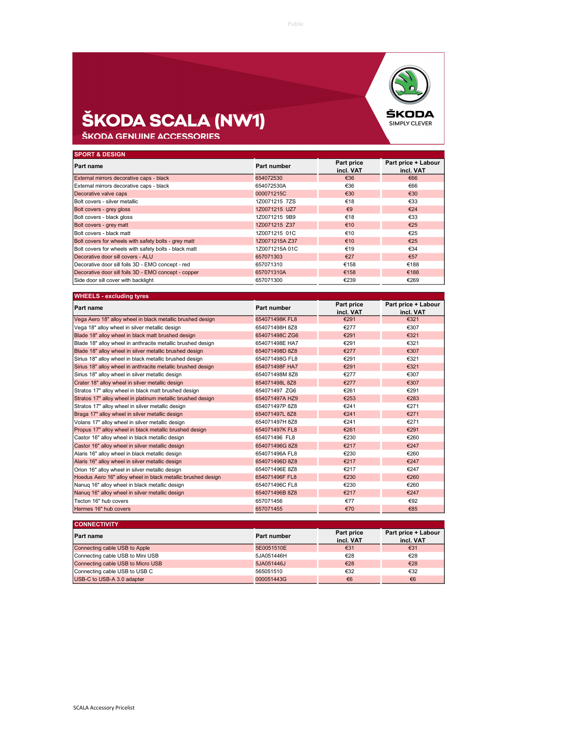# ŠKODA SCALA (NW1)

## ŠKODA GENUINE ACCESSORIES

ŠKODA SIMPLY CLEVER

### SPORT & DESIGN

| Part name | Part number | Part price incl. VAT | Part price + Labour incl. VAT |
|---|---|---|---|
| External mirrors decorative caps - black | 654072530 | €36 | €66 |
| External mirrors decorative caps - black | 654072530A | €36 | €66 |
| Decorative valve caps | 000071215C | €30 | €30 |
| Bolt covers - silver metallic | 1Z0071215 7ZS | €18 | €33 |
| Bolt covers - grey gloss | 1Z0071215 UZ7 | €9 | €24 |
| Bolt covers - black gloss | 1Z0071215 9B9 | €18 | €33 |
| Bolt covers - grey matt | 1Z0071215 Z37 | €10 | €25 |
| Bolt covers - black matt | 1Z0071215 01C | €10 | €25 |
| Bolt covers for wheels with safety bolts - grey matt | 1Z0071215A Z37 | €10 | €25 |
| Bolt covers for wheels with safety bolts - black matt | 1Z0071215A 01C | €19 | €34 |
| Decorative door sill covers - ALU | 657071303 | €27 | €57 |
| Decorative door sill foils 3D - EMO concept - red | 657071310 | €158 | €188 |
| Decorative door sill foils 3D - EMO concept - copper | 657071310A | €158 | €188 |
| Side door sill cover with backlight | 657071300 | €239 | €269 |

### WHEELS - excluding tyres

| Part name | Part number | Part price incl. VAT | Part price + Labour incl. VAT |
|---|---|---|---|
| Vega Aero 18" alloy wheel in black metallic brushed design | 654071498K FL8 | €291 | €321 |
| Vega 18" alloy wheel in silver metallic design | 654071498H 8Z8 | €277 | €307 |
| Blade 18" alloy wheel in black matt brushed design | 654071498C ZG6 | €291 | €321 |
| Blade 18" alloy wheel in anthracite metallic brushed design | 654071498E HA7 | €291 | €321 |
| Blade 18" alloy wheel in silver metallic brushed design | 654071498D 8Z8 | €277 | €307 |
| Sirius 18" alloy wheel in black metallic brushed design | 654071498G FL8 | €291 | €321 |
| Sirius 18" alloy wheel in anthracite metallic brushed design | 654071498F HA7 | €291 | €321 |
| Sirius 18" alloy wheel in silver metallic design | 654071498M 8Z8 | €277 | €307 |
| Crater 18" alloy wheel in silver metallic design | 654071498L 8Z8 | €277 | €307 |
| Stratos 17" alloy wheel in black matt brushed design | 654071497 ZG6 | €261 | €291 |
| Stratos 17" alloy wheel in platinum metallic brushed design | 654071497A HZ9 | €253 | €283 |
| Stratos 17" alloy wheel in silver metallic design | 654071497P 8Z8 | €241 | €271 |
| Braga 17" alloy wheel in silver metallic design | 654071497L 8Z8 | €241 | €271 |
| Volans 17" alloy wheel in silver metallic design | 654071497H 8Z8 | €241 | €271 |
| Propus 17" alloy wheel in black metallic brushed design | 654071497K FL8 | €261 | €291 |
| Castor 16" alloy wheel in black metallic design | 654071496 FL8 | €230 | €260 |
| Castor 16" alloy wheel in silver metallic design | 654071496G 8Z8 | €217 | €247 |
| Alaris 16" alloy wheel in black metallic design | 654071496A FL8 | €230 | €260 |
| Alaris 16" alloy wheel in silver metallic design | 654071496D 8Z8 | €217 | €247 |
| Orion 16" alloy wheel in silver metallic design | 654071496E 8Z8 | €217 | €247 |
| Hoedus Aero 16" alloy wheel in black metallic brushed design | 654071496F FL8 | €230 | €260 |
| Nanuq 16" alloy wheel in black metallic design | 654071496C FL8 | €230 | €260 |
| Nanuq 16" alloy wheel in silver metallic design | 654071496B 8Z8 | €217 | €247 |
| Tecton 16" hub covers | 657071456 | €77 | €92 |
| Hermes 16" hub covers | 657071455 | €70 | €85 |

### CONNECTIVITY

| Part name | Part number | Part price incl. VAT | Part price + Labour incl. VAT |
|---|---|---|---|
| Connecting cable USB to Apple | 5E0051510E | €31 | €31 |
| Connecting cable USB to Mini USB | 5JA051446H | €28 | €28 |
| Connecting cable USB to Micro USB | 5JA051446J | €28 | €28 |
| Connecting cable USB to USB C | 565051510 | €32 | €32 |
| USB-C to USB-A 3.0 adapter | 000051443G | €6 | €6 |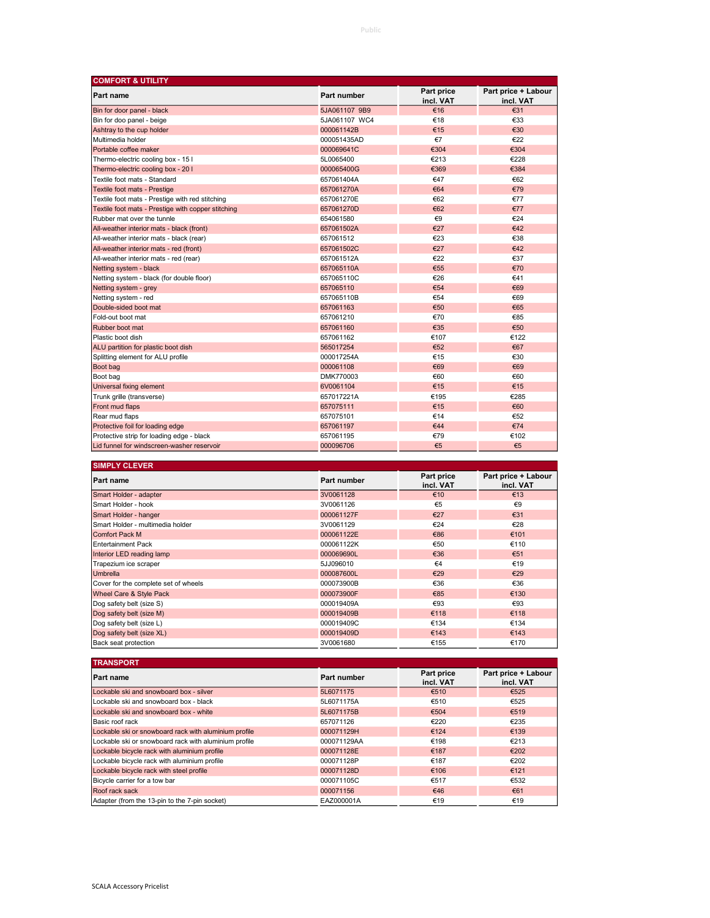## COMFORT & UTILITY

| Part name | Part number | Part price incl. VAT | Part price + Labour incl. VAT |
|---|---|---|---|
| Bin for door panel - black | 5JA061107 9B9 | €16 | €31 |
| Bin for doo panel - beige | 5JA061107 WC4 | €18 | €33 |
| Ashtray to the cup holder | 000061142B | €15 | €30 |
| Multimedia holder | 000051435AD | €7 | €22 |
| Portable coffee maker | 000069641C | €304 | €304 |
| Thermo-electric cooling box - 15 l | 5L0065400 | €213 | €228 |
| Thermo-electric cooling box - 20 l | 000065400G | €369 | €384 |
| Textile foot mats - Standard | 657061404A | €47 | €62 |
| Textile foot mats - Prestige | 657061270A | €64 | €79 |
| Textile foot mats - Prestige with red stitching | 657061270E | €62 | €77 |
| Textile foot mats - Prestige with copper stitching | 657061270D | €62 | €77 |
| Rubber mat over the tunnle | 654061580 | €9 | €24 |
| All-weather interior mats - black (front) | 657061502A | €27 | €42 |
| All-weather interior mats - black (rear) | 657061512 | €23 | €38 |
| All-weather interior mats - red (front) | 657061502C | €27 | €42 |
| All-weather interior mats - red (rear) | 657061512A | €22 | €37 |
| Netting system - black | 657065110A | €55 | €70 |
| Netting system - black (for double floor) | 657065110C | €26 | €41 |
| Netting system - grey | 657065110 | €54 | €69 |
| Netting system - red | 657065110B | €54 | €69 |
| Double-sided boot mat | 657061163 | €50 | €65 |
| Fold-out boot mat | 657061210 | €70 | €85 |
| Rubber boot mat | 657061160 | €35 | €50 |
| Plastic boot dish | 657061162 | €107 | €122 |
| ALU partition for plastic boot dish | 565017254 | €52 | €67 |
| Splitting element for ALU profile | 000017254A | €15 | €30 |
| Boot bag | 000061108 | €69 | €69 |
| Boot bag | DMK770003 | €60 | €60 |
| Universal fixing element | 6V0061104 | €15 | €15 |
| Trunk grille (transverse) | 657017221A | €195 | €285 |
| Front mud flaps | 657075111 | €15 | €60 |
| Rear mud flaps | 657075101 | €14 | €52 |
| Protective foil for loading edge | 657061197 | €44 | €74 |
| Protective strip for loading edge - black | 657061195 | €79 | €102 |
| Lid funnel for windscreen-washer reservoir | 000096706 | €5 | €5 |

## SIMPLY CLEVER

| Part name | Part number | Part price incl. VAT | Part price + Labour incl. VAT |
|---|---|---|---|
| Smart Holder - adapter | 3V0061128 | €10 | €13 |
| Smart Holder - hook | 3V0061126 | €5 | €9 |
| Smart Holder - hanger | 000061127F | €27 | €31 |
| Smart Holder - multimedia holder | 3V0061129 | €24 | €28 |
| Comfort Pack M | 000061122E | €86 | €101 |
| Entertainment Pack | 000061122K | €50 | €110 |
| Interior LED reading lamp | 000069690L | €36 | €51 |
| Trapezium ice scraper | 5JJ096010 | €4 | €19 |
| Umbrella | 000087600L | €29 | €29 |
| Cover for the complete set of wheels | 000073900B | €36 | €36 |
| Wheel Care & Style Pack | 000073900F | €85 | €130 |
| Dog safety belt (size S) | 000019409A | €93 | €93 |
| Dog safety belt (size M) | 000019409B | €118 | €118 |
| Dog safety belt (size L) | 000019409C | €134 | €134 |
| Dog safety belt (size XL) | 000019409D | €143 | €143 |
| Back seat protection | 3V0061680 | €155 | €170 |

## TRANSPORT

| Part name | Part number | Part price incl. VAT | Part price + Labour incl. VAT |
|---|---|---|---|
| Lockable ski and snowboard box - silver | 5L6071175 | €510 | €525 |
| Lockable ski and snowboard box - black | 5L6071175A | €510 | €525 |
| Lockable ski and snowboard box - white | 5L6071175B | €504 | €519 |
| Basic roof rack | 657071126 | €220 | €235 |
| Lockable ski or snowboard rack with aluminium profile | 000071129H | €124 | €139 |
| Lockable ski or snowboard rack with aluminium profile | 000071129AA | €198 | €213 |
| Lockable bicycle rack with aluminium profile | 000071128E | €187 | €202 |
| Lockable bicycle rack with aluminium profile | 000071128P | €187 | €202 |
| Lockable bicycle rack with steel profile | 000071128D | €106 | €121 |
| Bicycle carrier for a tow bar | 000071105C | €517 | €532 |
| Roof rack sack | 000071156 | €46 | €61 |
| Adapter (from the 13-pin to the 7-pin socket) | EAZ000001A | €19 | €19 |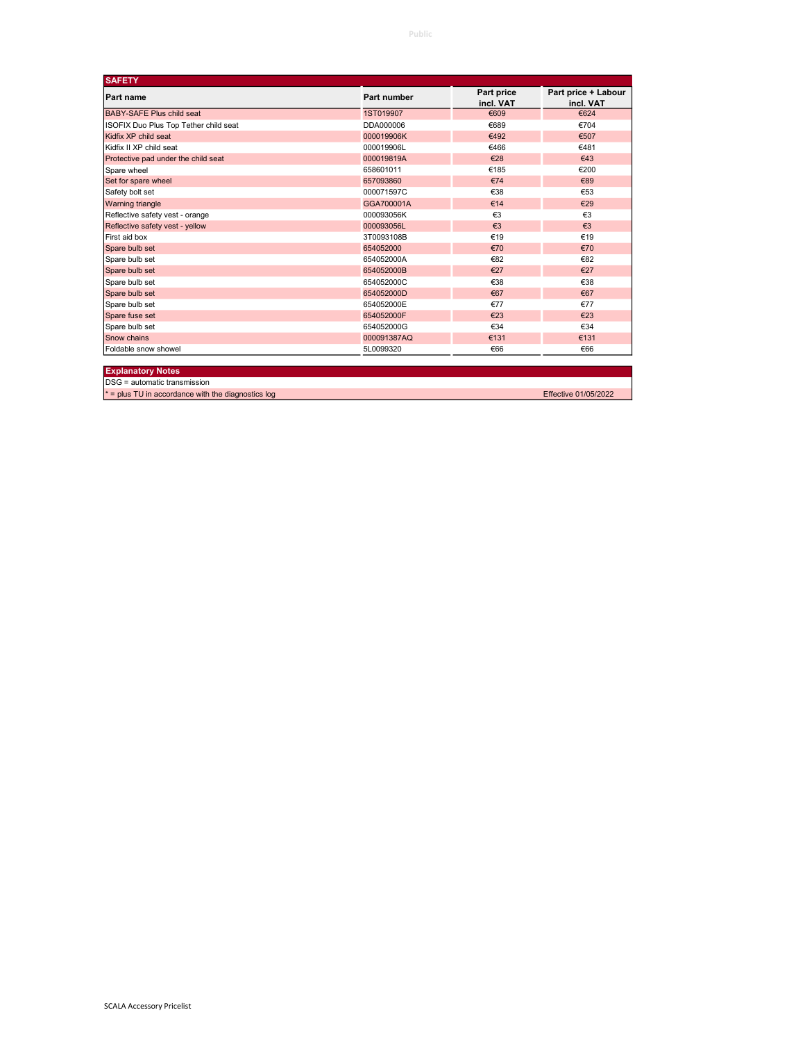## SAFETY

| Part name | Part number | Part price incl. VAT | Part price + Labour incl. VAT |
|---|---|---|---|
| BABY-SAFE Plus child seat | 1ST019907 | €609 | €624 |
| ISOFIX Duo Plus Top Tether child seat | DDA000006 | €689 | €704 |
| Kidfix XP child seat | 000019906K | €492 | €507 |
| Kidfix II XP child seat | 000019906L | €466 | €481 |
| Protective pad under the child seat | 000019819A | €28 | €43 |
| Spare wheel | 658601011 | €185 | €200 |
| Set for spare wheel | 657093860 | €74 | €89 |
| Safety bolt set | 000071597C | €38 | €53 |
| Warning triangle | GGA700001A | €14 | €29 |
| Reflective safety vest - orange | 000093056K | €3 | €3 |
| Reflective safety vest - yellow | 000093056L | €3 | €3 |
| First aid box | 3T0093108B | €19 | €19 |
| Spare bulb set | 654052000 | €70 | €70 |
| Spare bulb set | 654052000A | €82 | €82 |
| Spare bulb set | 654052000B | €27 | €27 |
| Spare bulb set | 654052000C | €38 | €38 |
| Spare bulb set | 654052000D | €67 | €67 |
| Spare bulb set | 654052000E | €77 | €77 |
| Spare fuse set | 654052000F | €23 | €23 |
| Spare bulb set | 654052000G | €34 | €34 |
| Snow chains | 000091387AQ | €131 | €131 |
| Foldable snow showel | 5L0099320 | €66 | €66 |

## Explanatory Notes

DSG = automatic transmission

* = plus TU in accordance with the diagnostics log

Effective 01/05/2022